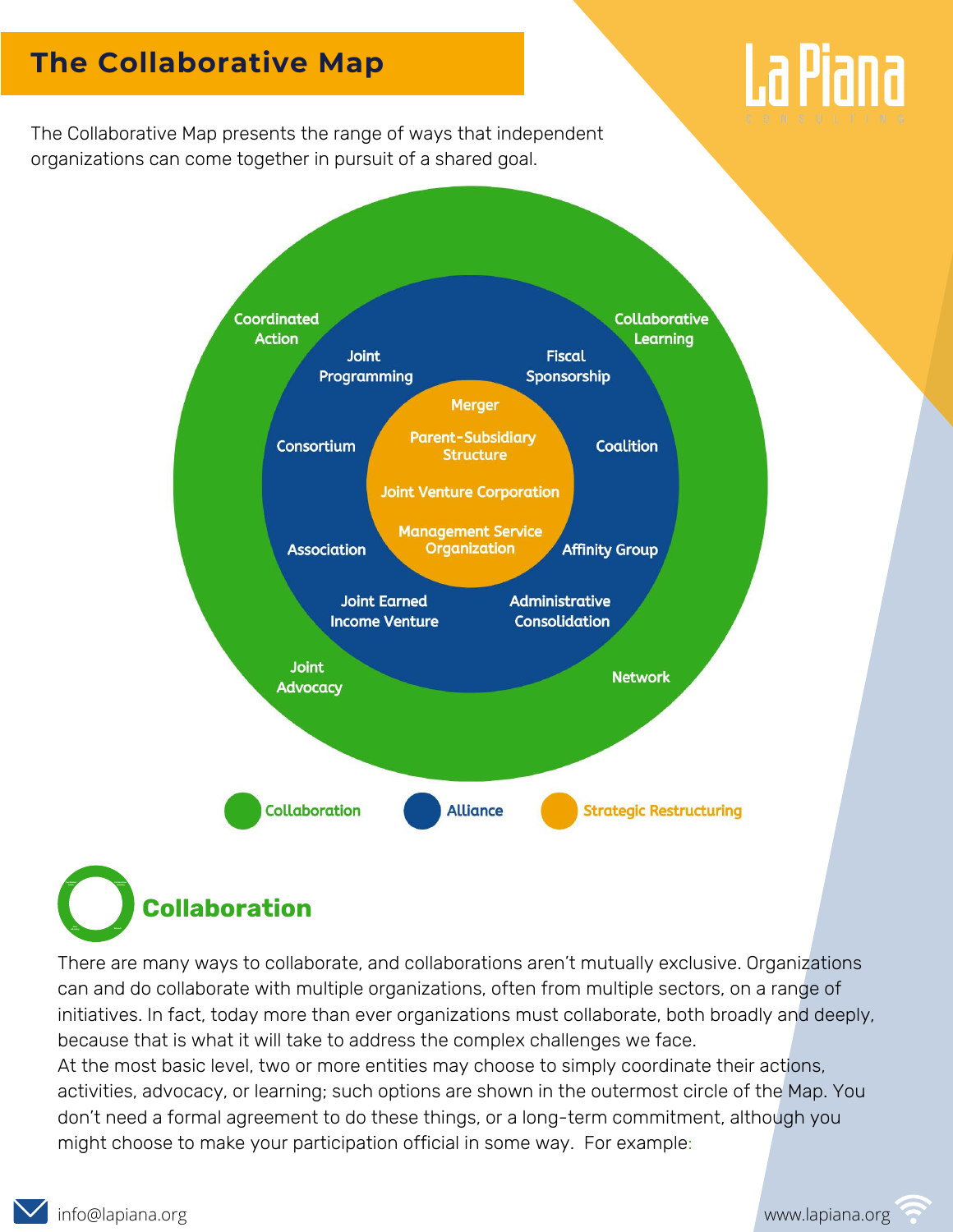# The Collaborative Map

The Collaborative Map presents the range of ways that independent organizations can come together in pursuit of a shared goal.

Coordinated Action

Collaborative Learning

Joint Programming

Fiscal Sponsorship

Merger

Parent-Subsidiary Structure

Consortium

Coalition

Joint Venture Corporation

Management Service Organization

Association

Affinity Group

Joint Earned Income Venture

Administrative Consolidation

Joint Advocacy

Network

Collaboration | Alliance | Strategic Restructuring

## Collaboration

There are many ways to collaborate, and collaborations aren't mutually exclusive. Organizations can and do collaborate with multiple organizations, often from multiple sectors, on a range of initiatives. In fact, today more than ever organizations must collaborate, both broadly and deeply, because that is what it will take to address the complex challenges we face.

At the most basic level, two or more entities may choose to simply coordinate their actions, activities, advocacy, or learning; such options are shown in the outermost circle of the Map. You don't need a formal agreement to do these things, or a long-term commitment, although you might choose to make your participation official in some way. For example: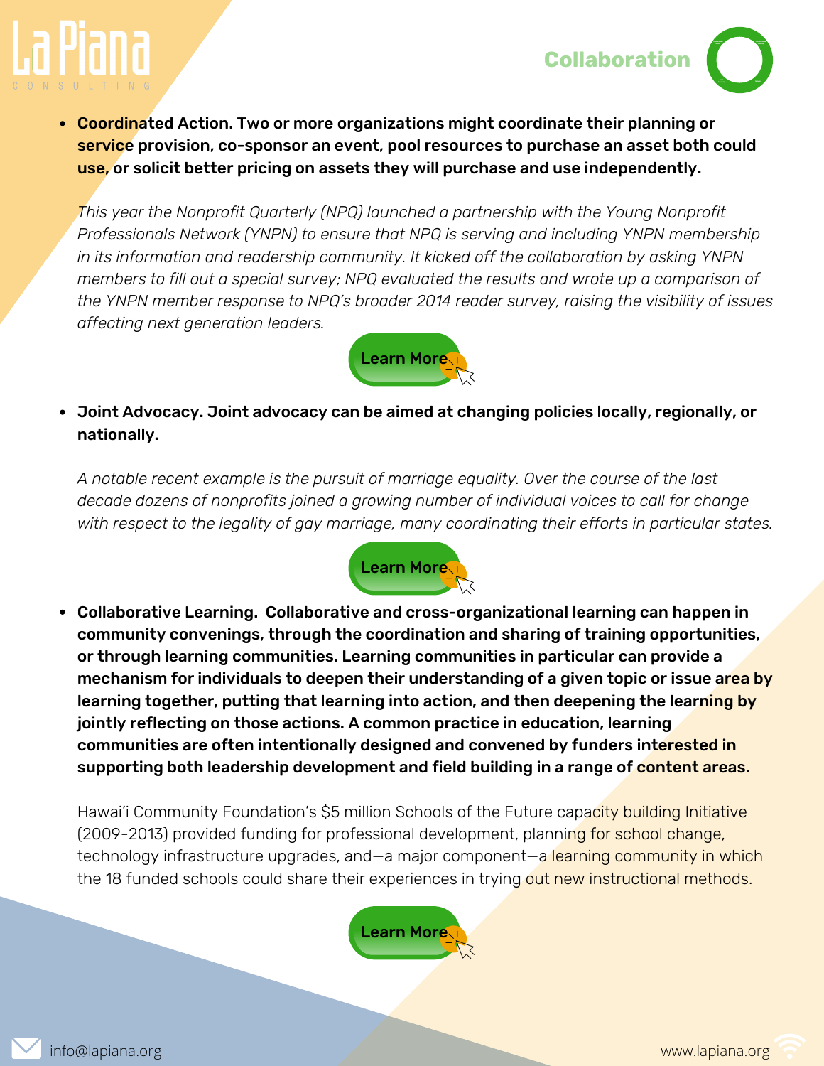## Collaboration

- **Coordinated Action. Two or more organizations might coordinate their planning or service provision, co-sponsor an event, pool resources to purchase an asset both could use, or solicit better pricing on assets they will purchase and use independently.**

  *This year the Nonprofit Quarterly (NPQ) launched a partnership with the Young Nonprofit Professionals Network (YNPN) to ensure that NPQ is serving and including YNPN membership in its information and readership community. It kicked off the collaboration by asking YNPN members to fill out a special survey; NPQ evaluated the results and wrote up a comparison of the YNPN member response to NPQ's broader 2014 reader survey, raising the visibility of issues affecting next generation leaders.*

  Learn More

- **Joint Advocacy. Joint advocacy can be aimed at changing policies locally, regionally, or nationally.**

  *A notable recent example is the pursuit of marriage equality. Over the course of the last decade dozens of nonprofits joined a growing number of individual voices to call for change with respect to the legality of gay marriage, many coordinating their efforts in particular states.*

  Learn More

- **Collaborative Learning. Collaborative and cross-organizational learning can happen in community convenings, through the coordination and sharing of training opportunities, or through learning communities. Learning communities in particular can provide a mechanism for individuals to deepen their understanding of a given topic or issue area by learning together, putting that learning into action, and then deepening the learning by jointly reflecting on those actions. A common practice in education, learning communities are often intentionally designed and convened by funders interested in supporting both leadership development and field building in a range of content areas.**

  Hawai'i Community Foundation's $5 million Schools of the Future capacity building Initiative (2009-2013) provided funding for professional development, planning for school change, technology infrastructure upgrades, and—a major component—a learning community in which the 18 funded schools could share their experiences in trying out new instructional methods.

  Learn More

info@lapiana.org

www.lapiana.org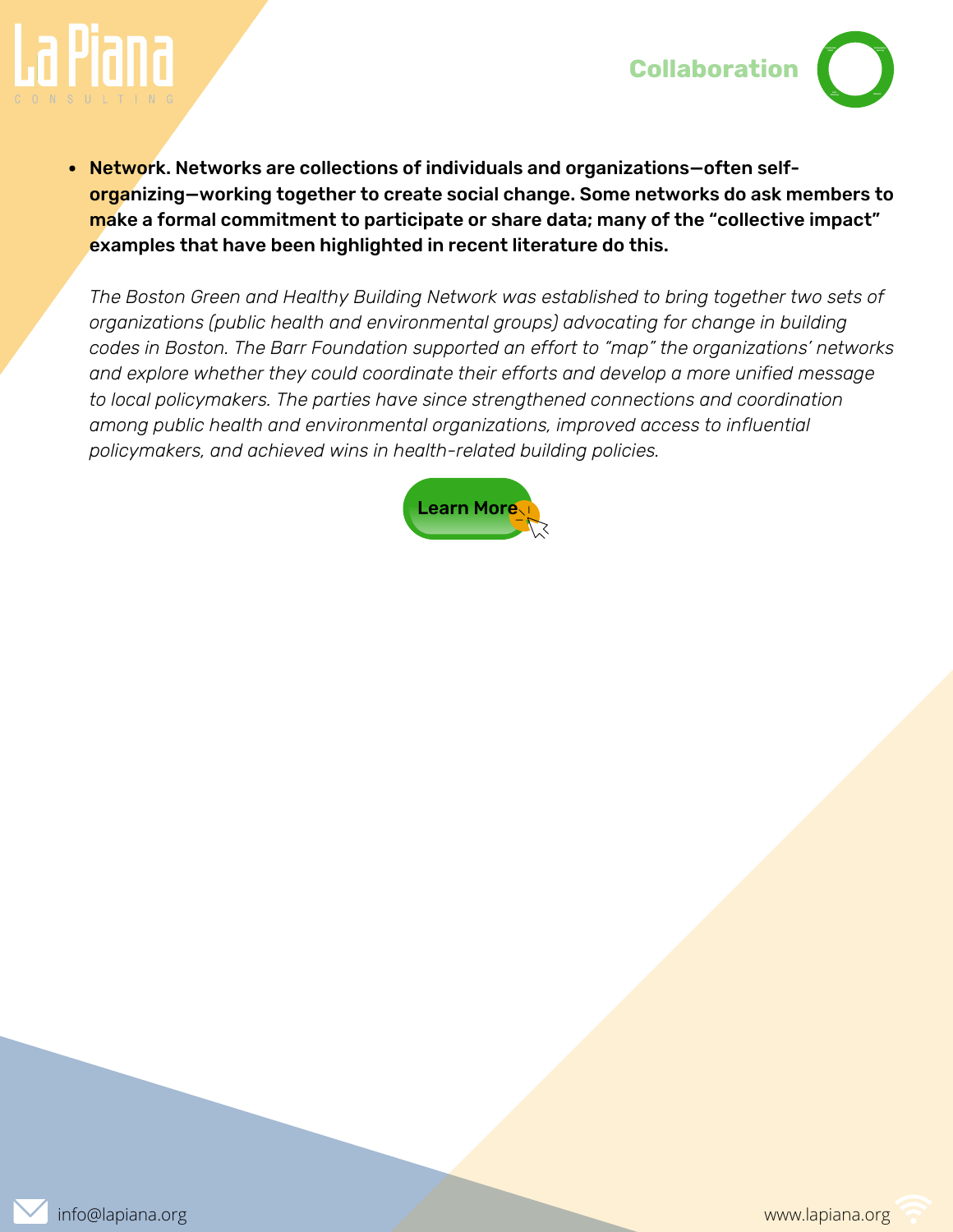- **Network. Networks are collections of individuals and organizations—often self-organizing—working together to create social change. Some networks do ask members to make a formal commitment to participate or share data; many of the "collective impact" examples that have been highlighted in recent literature do this.**

  *The Boston Green and Healthy Building Network was established to bring together two sets of organizations (public health and environmental groups) advocating for change in building codes in Boston. The Barr Foundation supported an effort to "map" the organizations' networks and explore whether they could coordinate their efforts and develop a more unified message to local policymakers. The parties have since strengthened connections and coordination among public health and environmental organizations, improved access to influential policymakers, and achieved wins in health-related building policies.*

Learn More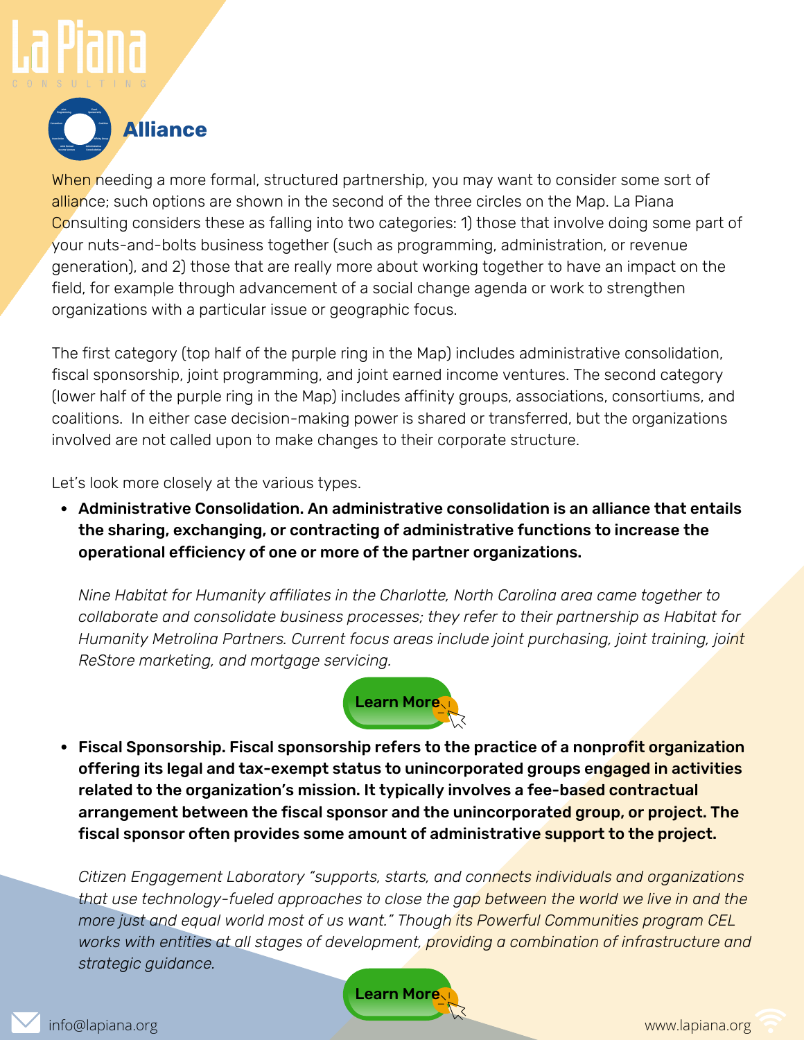## Alliance

When needing a more formal, structured partnership, you may want to consider some sort of alliance; such options are shown in the second of the three circles on the Map. La Piana Consulting considers these as falling into two categories: 1) those that involve doing some part of your nuts-and-bolts business together (such as programming, administration, or revenue generation), and 2) those that are really more about working together to have an impact on the field, for example through advancement of a social change agenda or work to strengthen organizations with a particular issue or geographic focus.

The first category (top half of the purple ring in the Map) includes administrative consolidation, fiscal sponsorship, joint programming, and joint earned income ventures. The second category (lower half of the purple ring in the Map) includes affinity groups, associations, consortiums, and coalitions. In either case decision-making power is shared or transferred, but the organizations involved are not called upon to make changes to their corporate structure.

Let's look more closely at the various types.

- **Administrative Consolidation. An administrative consolidation is an alliance that entails the sharing, exchanging, or contracting of administrative functions to increase the operational efficiency of one or more of the partner organizations.**

  *Nine Habitat for Humanity affiliates in the Charlotte, North Carolina area came together to collaborate and consolidate business processes; they refer to their partnership as Habitat for Humanity Metrolina Partners. Current focus areas include joint purchasing, joint training, joint ReStore marketing, and mortgage servicing.*

  Learn More

- **Fiscal Sponsorship. Fiscal sponsorship refers to the practice of a nonprofit organization offering its legal and tax-exempt status to unincorporated groups engaged in activities related to the organization's mission. It typically involves a fee-based contractual arrangement between the fiscal sponsor and the unincorporated group, or project. The fiscal sponsor often provides some amount of administrative support to the project.**

  *Citizen Engagement Laboratory "supports, starts, and connects individuals and organizations that use technology-fueled approaches to close the gap between the world we live in and the more just and equal world most of us want." Though its Powerful Communities program CEL works with entities at all stages of development, providing a combination of infrastructure and strategic guidance.*

  Learn More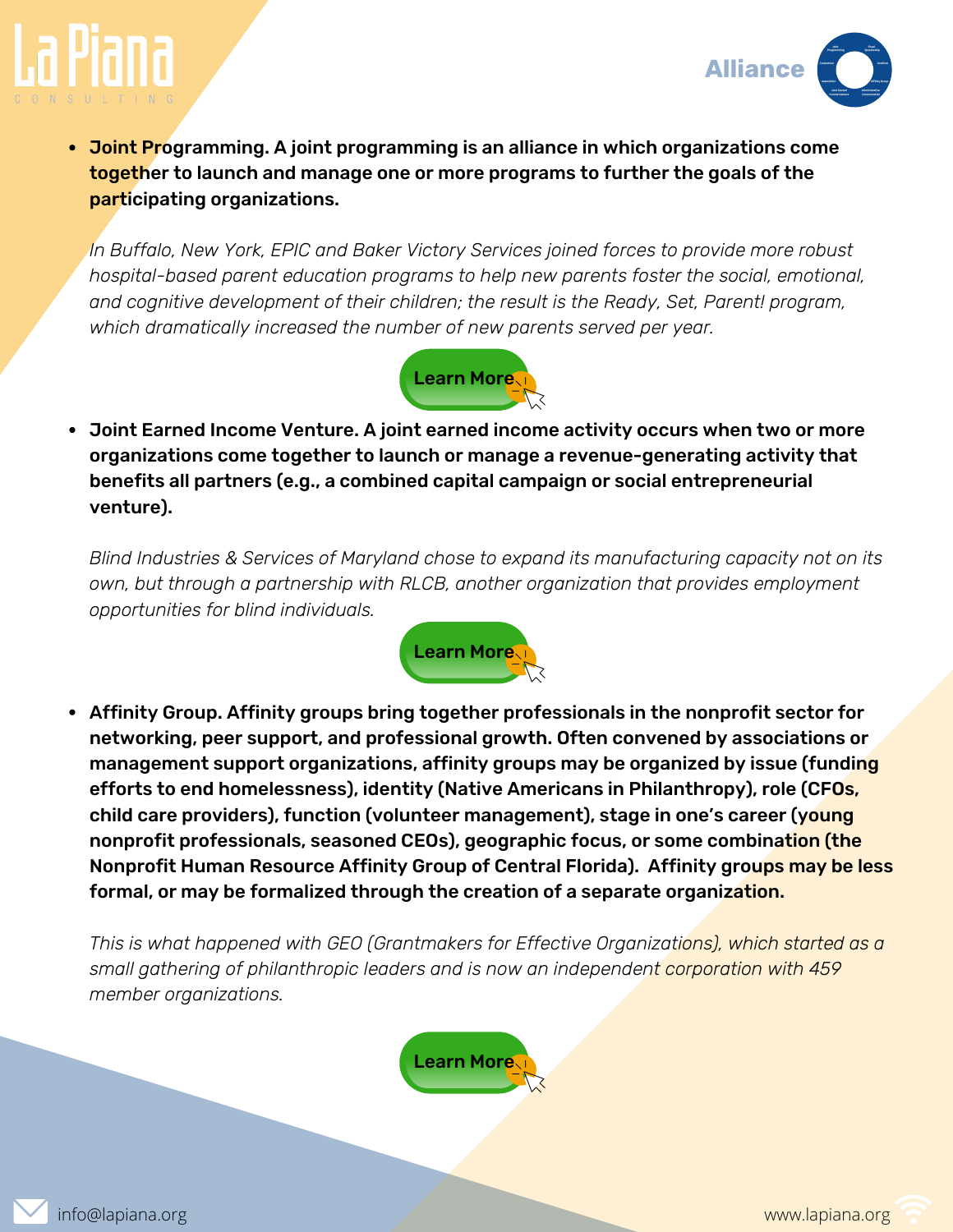- **Joint Programming. A joint programming is an alliance in which organizations come together to launch and manage one or more programs to further the goals of the participating organizations.**

  *In Buffalo, New York, EPIC and Baker Victory Services joined forces to provide more robust hospital-based parent education programs to help new parents foster the social, emotional, and cognitive development of their children; the result is the Ready, Set, Parent! program, which dramatically increased the number of new parents served per year.*

  Learn More

- **Joint Earned Income Venture. A joint earned income activity occurs when two or more organizations come together to launch or manage a revenue-generating activity that benefits all partners (e.g., a combined capital campaign or social entrepreneurial venture).**

  *Blind Industries & Services of Maryland chose to expand its manufacturing capacity not on its own, but through a partnership with RLCB, another organization that provides employment opportunities for blind individuals.*

  Learn More

- **Affinity Group. Affinity groups bring together professionals in the nonprofit sector for networking, peer support, and professional growth. Often convened by associations or management support organizations, affinity groups may be organized by issue (funding efforts to end homelessness), identity (Native Americans in Philanthropy), role (CFOs, child care providers), function (volunteer management), stage in one's career (young nonprofit professionals, seasoned CEOs), geographic focus, or some combination (the Nonprofit Human Resource Affinity Group of Central Florida). Affinity groups may be less formal, or may be formalized through the creation of a separate organization.**

  *This is what happened with GEO (Grantmakers for Effective Organizations), which started as a small gathering of philanthropic leaders and is now an independent corporation with 459 member organizations.*

  Learn More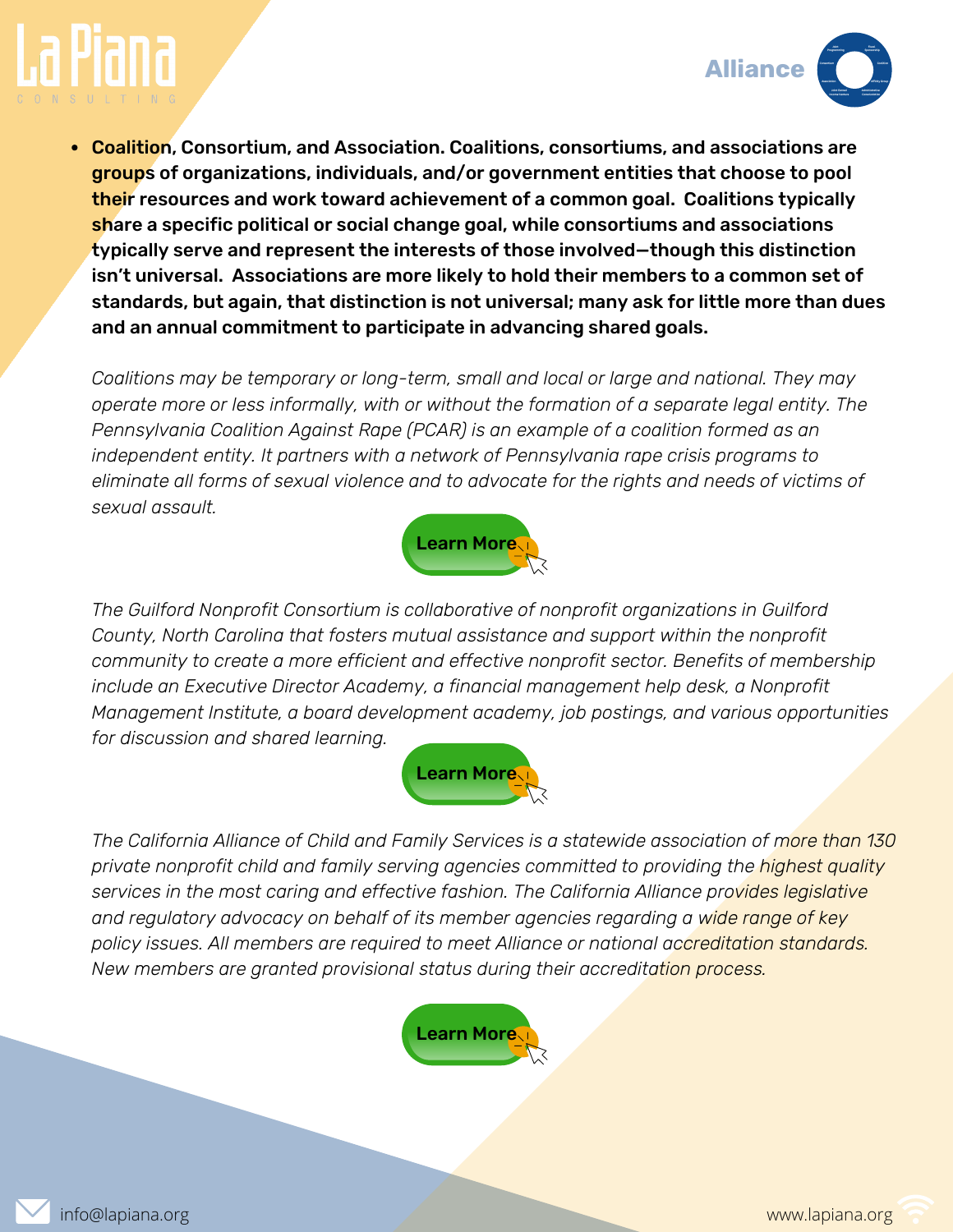- **Coalition, Consortium, and Association. Coalitions, consortiums, and associations are groups of organizations, individuals, and/or government entities that choose to pool their resources and work toward achievement of a common goal. Coalitions typically share a specific political or social change goal, while consortiums and associations typically serve and represent the interests of those involved—though this distinction isn't universal. Associations are more likely to hold their members to a common set of standards, but again, that distinction is not universal; many ask for little more than dues and an annual commitment to participate in advancing shared goals.**

  *Coalitions may be temporary or long-term, small and local or large and national. They may operate more or less informally, with or without the formation of a separate legal entity. The Pennsylvania Coalition Against Rape (PCAR) is an example of a coalition formed as an independent entity. It partners with a network of Pennsylvania rape crisis programs to eliminate all forms of sexual violence and to advocate for the rights and needs of victims of sexual assault.*

  Learn More

  *The Guilford Nonprofit Consortium is collaborative of nonprofit organizations in Guilford County, North Carolina that fosters mutual assistance and support within the nonprofit community to create a more efficient and effective nonprofit sector. Benefits of membership include an Executive Director Academy, a financial management help desk, a Nonprofit Management Institute, a board development academy, job postings, and various opportunities for discussion and shared learning.*

  Learn More

  *The California Alliance of Child and Family Services is a statewide association of more than 130 private nonprofit child and family serving agencies committed to providing the highest quality services in the most caring and effective fashion. The California Alliance provides legislative and regulatory advocacy on behalf of its member agencies regarding a wide range of key policy issues. All members are required to meet Alliance or national accreditation standards. New members are granted provisional status during their accreditation process.*

  Learn More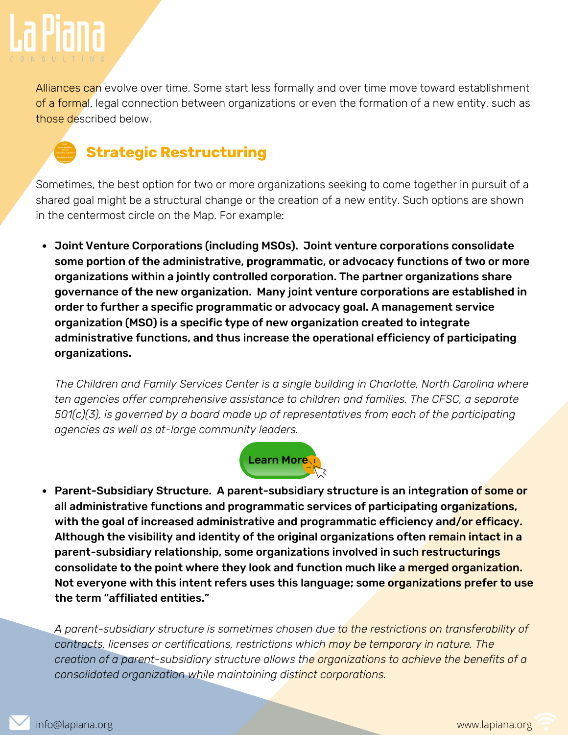Alliances can evolve over time. Some start less formally and over time move toward establishment of a formal, legal connection between organizations or even the formation of a new entity, such as those described below.

## Strategic Restructuring

Sometimes, the best option for two or more organizations seeking to come together in pursuit of a shared goal might be a structural change or the creation of a new entity. Such options are shown in the centermost circle on the Map. For example:

- **Joint Venture Corporations (including MSOs). Joint venture corporations consolidate some portion of the administrative, programmatic, or advocacy functions of two or more organizations within a jointly controlled corporation. The partner organizations share governance of the new organization. Many joint venture corporations are established in order to further a specific programmatic or advocacy goal. A management service organization (MSO) is a specific type of new organization created to integrate administrative functions, and thus increase the operational efficiency of participating organizations.**

  *The Children and Family Services Center is a single building in Charlotte, North Carolina where ten agencies offer comprehensive assistance to children and families. The CFSC, a separate 501(c)(3), is governed by a board made up of representatives from each of the participating agencies as well as at-large community leaders.*

  Learn More

- **Parent-Subsidiary Structure. A parent-subsidiary structure is an integration of some or all administrative functions and programmatic services of participating organizations, with the goal of increased administrative and programmatic efficiency and/or efficacy. Although the visibility and identity of the original organizations often remain intact in a parent-subsidiary relationship, some organizations involved in such restructurings consolidate to the point where they look and function much like a merged organization. Not everyone with this intent refers uses this language; some organizations prefer to use the term "affiliated entities."**

  *A parent-subsidiary structure is sometimes chosen due to the restrictions on transferability of contracts, licenses or certifications, restrictions which may be temporary in nature. The creation of a parent-subsidiary structure allows the organizations to achieve the benefits of a consolidated organization while maintaining distinct corporations.*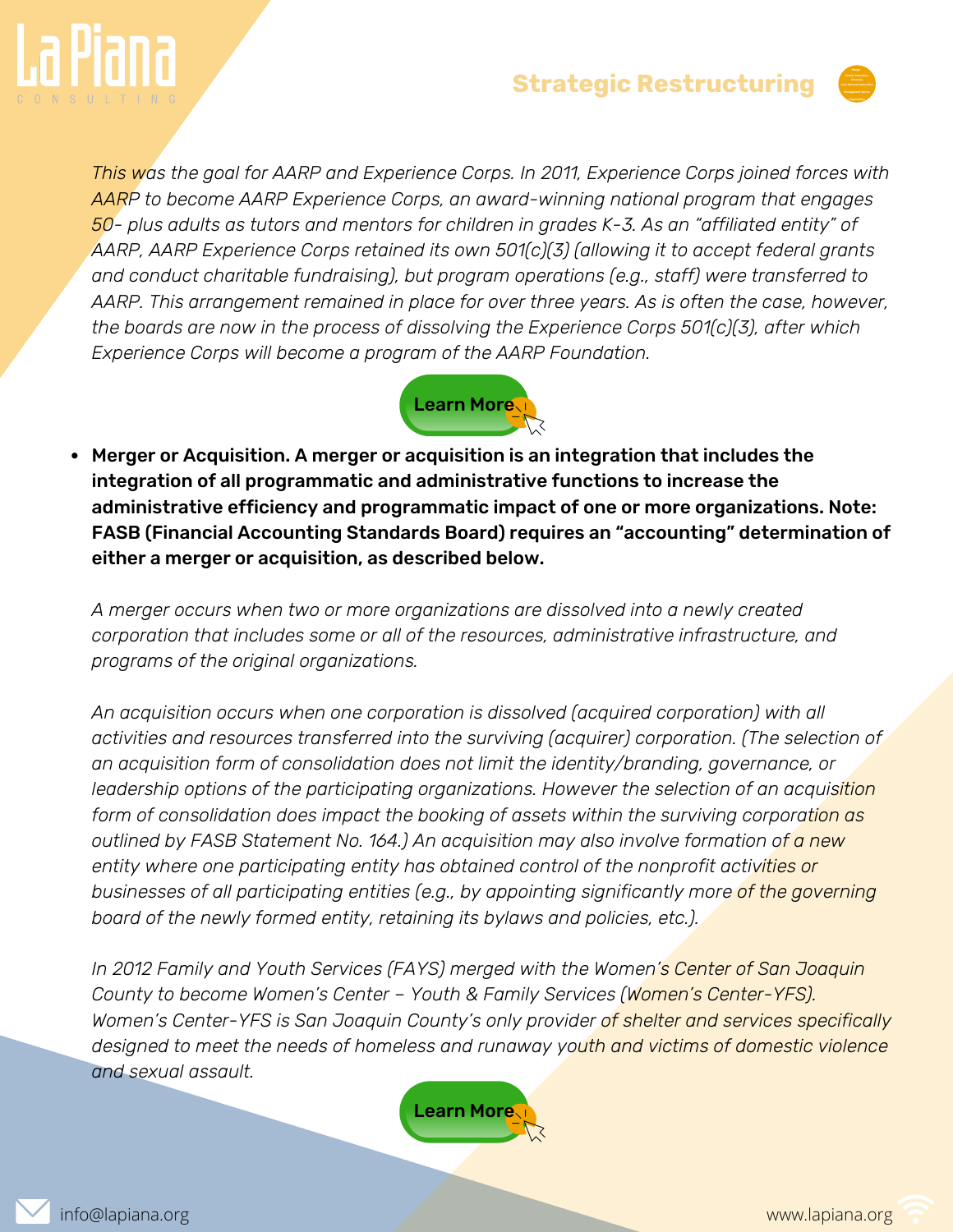*This was the goal for AARP and Experience Corps. In 2011, Experience Corps joined forces with AARP to become AARP Experience Corps, an award-winning national program that engages 50- plus adults as tutors and mentors for children in grades K-3. As an "affiliated entity" of AARP, AARP Experience Corps retained its own 501(c)(3) (allowing it to accept federal grants and conduct charitable fundraising), but program operations (e.g., staff) were transferred to AARP. This arrangement remained in place for over three years. As is often the case, however, the boards are now in the process of dissolving the Experience Corps 501(c)(3), after which Experience Corps will become a program of the AARP Foundation.*

Learn More

- **Merger or Acquisition. A merger or acquisition is an integration that includes the integration of all programmatic and administrative functions to increase the administrative efficiency and programmatic impact of one or more organizations. Note: FASB (Financial Accounting Standards Board) requires an "accounting" determination of either a merger or acquisition, as described below.**

*A merger occurs when two or more organizations are dissolved into a newly created corporation that includes some or all of the resources, administrative infrastructure, and programs of the original organizations.*

*An acquisition occurs when one corporation is dissolved (acquired corporation) with all activities and resources transferred into the surviving (acquirer) corporation. (The selection of an acquisition form of consolidation does not limit the identity/branding, governance, or leadership options of the participating organizations. However the selection of an acquisition form of consolidation does impact the booking of assets within the surviving corporation as outlined by FASB Statement No. 164.) An acquisition may also involve formation of a new entity where one participating entity has obtained control of the nonprofit activities or businesses of all participating entities (e.g., by appointing significantly more of the governing board of the newly formed entity, retaining its bylaws and policies, etc.).*

*In 2012 Family and Youth Services (FAYS) merged with the Women's Center of San Joaquin County to become Women's Center – Youth & Family Services (Women's Center-YFS). Women's Center-YFS is San Joaquin County's only provider of shelter and services specifically designed to meet the needs of homeless and runaway youth and victims of domestic violence and sexual assault.*

Learn More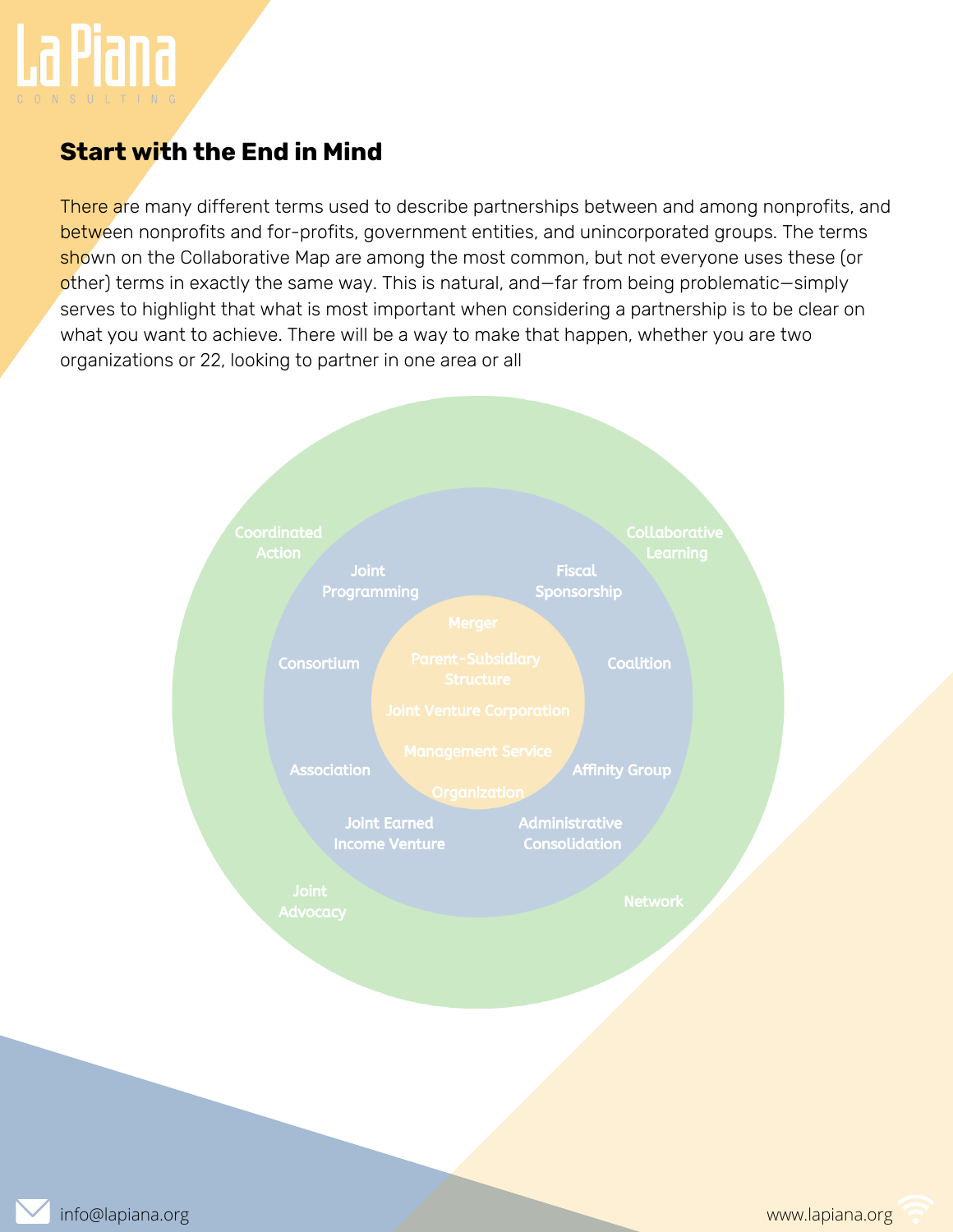## Start with the End in Mind

There are many different terms used to describe partnerships between and among nonprofits, and between nonprofits and for-profits, government entities, and unincorporated groups. The terms shown on the Collaborative Map are among the most common, but not everyone uses these (or other) terms in exactly the same way. This is natural, and—far from being problematic—simply serves to highlight that what is most important when considering a partnership is to be clear on what you want to achieve. There will be a way to make that happen, whether you are two organizations or 22, looking to partner in one area or all

Coordinated Action

Collaborative Learning

Joint Programming

Fiscal Sponsorship

Merger

Parent-Subsidiary Structure

Consortium

Coalition

Joint Venture Corporation

Management Service Organization

Association

Affinity Group

Joint Earned Income Venture

Administrative Consolidation

Joint Advocacy

Network

info@lapiana.org

www.lapiana.org